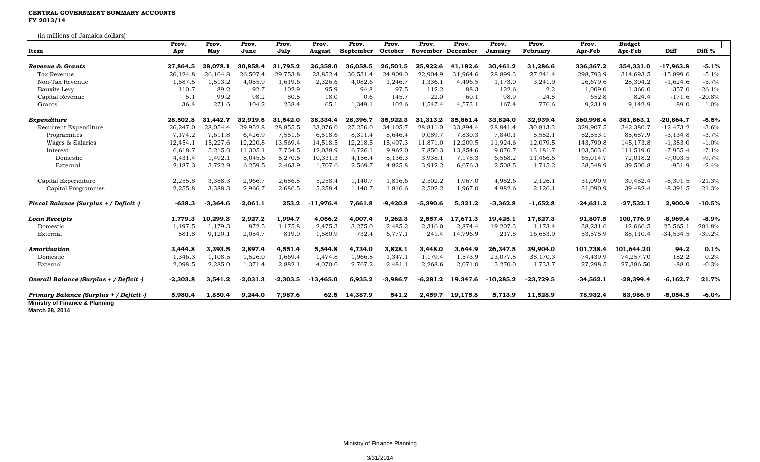**CENTRAL GOVERNMENT SUMMARY ACCOUNTS**
**FY 2013/14**

(in millions of Jamaica dollars)

| Item | Prov. Apr | Prov. May | Prov. June | Prov. July | Prov. August | Prov. September | Prov. October | Prov. November | Prov. December | Prov. January | Prov. February | Prov. Apr-Feb | Budget Apr-Feb | Diff | Diff % |
|---|---|---|---|---|---|---|---|---|---|---|---|---|---|---|---|
| ***Revenue & Grants*** | **27,864.5** | **28,078.1** | **30,858.4** | **31,795.2** | **26,358.0** | **36,058.5** | **26,501.5** | **25,922.6** | **41,182.6** | **30,461.2** | **31,286.6** | **336,367.2** | **354,331.0** | **-17,963.8** | **-5.1%** |
| Tax Revenue | 26,124.8 | 26,104.8 | 26,507.4 | 29,753.8 | 23,852.4 | 30,531.4 | 24,909.0 | 22,904.9 | 31,964.6 | 28,899.3 | 27,241.4 | 298,793.9 | 314,693.5 | -15,899.6 | -5.1% |
| Non-Tax Revenue | 1,587.5 | 1,513.2 | 4,055.9 | 1,619.6 | 2,326.6 | 4,082.6 | 1,246.7 | 1,336.1 | 4,496.5 | 1,173.0 | 3,241.9 | 26,679.6 | 28,304.2 | -1,624.6 | -5.7% |
| Bauxite Levy | 110.7 | 89.2 | 92.7 | 102.9 | 95.9 | 94.8 | 97.5 | 112.2 | 88.3 | 122.6 | 2.2 | 1,009.0 | 1,366.0 | -357.0 | -26.1% |
| Capital Revenue | 5.1 | 99.2 | 98.2 | 80.5 | 18.0 | 0.6 | 145.7 | 22.0 | 60.1 | 98.9 | 24.5 | 652.8 | 824.4 | -171.6 | -20.8% |
| Grants | 36.4 | 271.6 | 104.2 | 238.4 | 65.1 | 1,349.1 | 102.6 | 1,547.4 | 4,573.1 | 167.4 | 776.6 | 9,231.9 | 9,142.9 | 89.0 | 1.0% |
| ***Expenditure*** | **28,502.8** | **31,442.7** | **32,919.5** | **31,542.0** | **38,334.4** | **28,396.7** | **35,922.3** | **31,313.2** | **35,861.4** | **33,824.0** | **32,939.4** | **360,998.4** | **381,863.1** | **-20,864.7** | **-5.5%** |
| Recurrent Expenditure | 26,247.0 | 28,054.4 | 29,952.8 | 28,855.5 | 33,076.0 | 27,256.0 | 34,105.7 | 28,811.0 | 33,894.4 | 28,841.4 | 30,813.3 | 329,907.5 | 342,380.7 | -12,473.2 | -3.6% |
| Programmes | 7,174.2 | 7,611.8 | 6,426.9 | 7,551.6 | 6,518.6 | 8,311.4 | 8,646.4 | 9,089.7 | 7,830.3 | 7,840.1 | 5,552.1 | 82,553.1 | 85,687.9 | -3,134.8 | -3.7% |
| Wages & Salaries | 12,454.1 | 15,227.6 | 12,220.8 | 13,569.4 | 14,518.5 | 12,218.5 | 15,497.3 | 11,871.0 | 12,209.5 | 11,924.6 | 12,079.5 | 143,790.8 | 145,173.8 | -1,383.0 | -1.0% |
| Interest | 6,618.7 | 5,215.0 | 11,305.1 | 7,734.5 | 12,038.9 | 6,726.1 | 9,962.0 | 7,850.3 | 13,854.6 | 9,076.7 | 13,181.7 | 103,563.6 | 111,519.0 | -7,955.4 | -7.1% |
| Domestic | 4,431.4 | 1,492.1 | 5,045.6 | 5,270.5 | 10,331.3 | 4,156.4 | 5,136.3 | 3,938.1 | 7,178.3 | 6,568.2 | 11,466.5 | 65,014.7 | 72,018.2 | -7,003.5 | -9.7% |
| External | 2,187.3 | 3,722.9 | 6,259.5 | 2,463.9 | 1,707.6 | 2,569.7 | 4,825.8 | 3,912.2 | 6,676.3 | 2,508.5 | 1,715.2 | 38,548.9 | 39,500.8 | -951.9 | -2.4% |
| Capital Expenditure | 2,255.8 | 3,388.3 | 2,966.7 | 2,686.5 | 5,258.4 | 1,140.7 | 1,816.6 | 2,502.2 | 1,967.0 | 4,982.6 | 2,126.1 | 31,090.9 | 39,482.4 | -8,391.5 | -21.3% |
| Capital Programmes | 2,255.8 | 3,388.3 | 2,966.7 | 2,686.5 | 5,258.4 | 1,140.7 | 1,816.6 | 2,502.2 | 1,967.0 | 4,982.6 | 2,126.1 | 31,090.9 | 39,482.4 | -8,391.5 | -21.3% |
| ***Fiscal Balance (Surplus + / Deficit -)*** | **-638.3** | **-3,364.6** | **-2,061.1** | **253.2** | **-11,976.4** | **7,661.8** | **-9,420.8** | **-5,390.6** | **5,321.2** | **-3,362.8** | **-1,652.8** | **-24,631.2** | **-27,532.1** | **2,900.9** | **-10.5%** |
| ***Loan Receipts*** | **1,779.3** | **10,299.3** | **2,927.2** | **1,994.7** | **4,056.2** | **4,007.4** | **9,262.3** | **2,557.4** | **17,671.3** | **19,425.1** | **17,827.3** | **91,807.5** | **100,776.9** | **-8,969.4** | **-8.9%** |
| Domestic | 1,197.5 | 1,179.3 | 872.5 | 1,175.8 | 2,475.3 | 3,275.0 | 2,485.2 | 2,316.0 | 2,874.4 | 19,207.3 | 1,173.4 | 38,231.6 | 12,666.5 | 25,565.1 | 201.8% |
| External | 581.8 | 9,120.1 | 2,054.7 | 819.0 | 1,580.9 | 732.4 | 6,777.1 | 241.4 | 14,796.9 | 217.8 | 16,653.9 | 53,575.9 | 88,110.4 | -34,534.5 | -39.2% |
| ***Amortization*** | **3,444.8** | **3,393.5** | **2,897.4** | **4,551.4** | **5,544.8** | **4,734.0** | **3,828.1** | **3,448.0** | **3,644.9** | **26,347.5** | **39,904.0** | **101,738.4** | **101,644.20** | **94.2** | **0.1%** |
| Domestic | 1,346.3 | 1,108.5 | 1,526.0 | 1,669.4 | 1,474.8 | 1,966.8 | 1,347.1 | 1,179.4 | 1,573.9 | 23,077.5 | 38,170.3 | 74,439.9 | 74,257.70 | 182.2 | 0.2% |
| External | 2,098.5 | 2,285.0 | 1,371.4 | 2,882.1 | 4,070.0 | 2,767.2 | 2,481.1 | 2,268.6 | 2,071.0 | 3,270.0 | 1,733.7 | 27,298.5 | 27,386.50 | -88.0 | -0.3% |
| ***Overall Balance (Surplus + / Deficit -)*** | **-2,303.8** | **3,541.2** | **-2,031.3** | **-2,303.5** | **-13,465.0** | **6,935.2** | **-3,986.7** | **-6,281.2** | **19,347.6** | **-10,285.2** | **-23,729.5** | **-34,562.1** | **-28,399.4** | **-6,162.7** | **21.7%** |
| ***Primary Balance (Surplus + / Deficit -)*** | **5,980.4** | **1,850.4** | **9,244.0** | **7,987.6** | **62.5** | **14,387.9** | **541.2** | **2,459.7** | **19,175.8** | **5,713.9** | **11,528.9** | **78,932.4** | **83,986.9** | **-5,054.5** | **-6.0%** |

**Ministry of Finance & Planning**
**March 28, 2014**

Ministry of Finance Planning

3/31/2014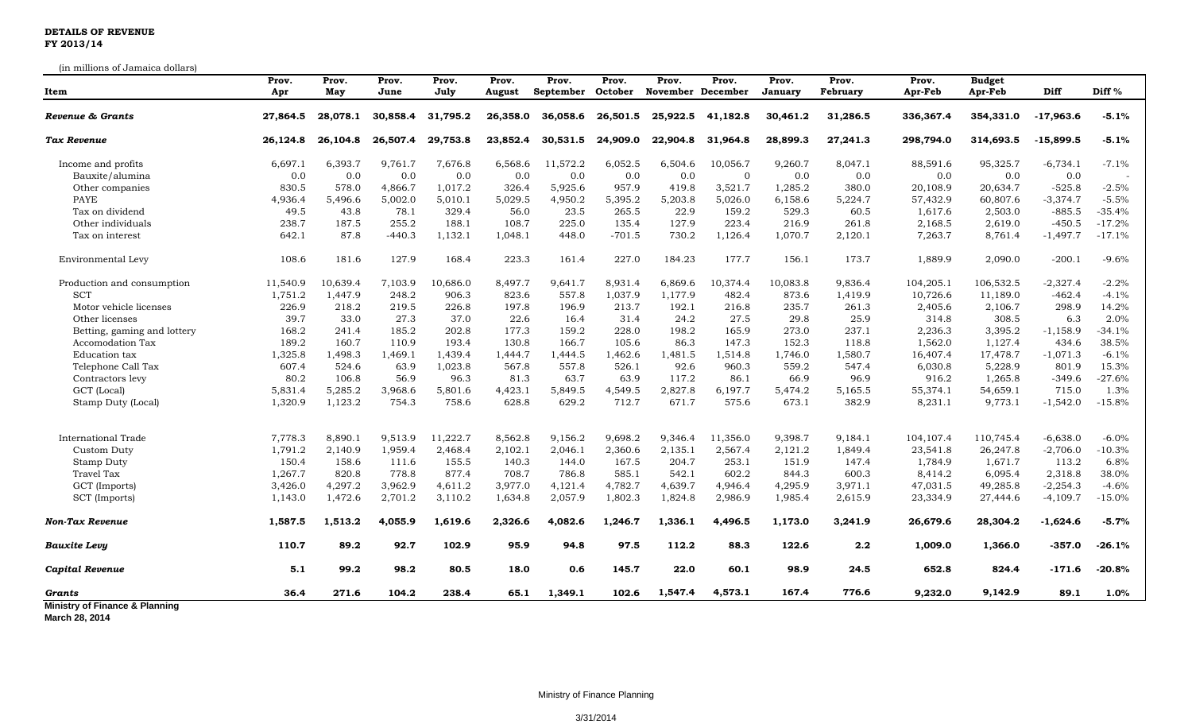**DETAILS OF REVENUE**
**FY 2013/14**

(in millions of Jamaica dollars)

| Item | Prov. Apr | Prov. May | Prov. June | Prov. July | Prov. August | Prov. September | Prov. October | Prov. November | Prov. December | Prov. January | Prov. February | Prov. Apr-Feb | Budget Apr-Feb | Diff | Diff % |
|---|---|---|---|---|---|---|---|---|---|---|---|---|---|---|---|
| ***Revenue & Grants*** | **27,864.5** | **28,078.1** | **30,858.4** | **31,795.2** | **26,358.0** | **36,058.6** | **26,501.5** | **25,922.5** | **41,182.8** | **30,461.2** | **31,286.5** | **336,367.4** | **354,331.0** | **-17,963.6** | **-5.1%** |
| ***Tax Revenue*** | **26,124.8** | **26,104.8** | **26,507.4** | **29,753.8** | **23,852.4** | **30,531.5** | **24,909.0** | **22,904.8** | **31,964.8** | **28,899.3** | **27,241.3** | **298,794.0** | **314,693.5** | **-15,899.5** | **-5.1%** |
| Income and profits | 6,697.1 | 6,393.7 | 9,761.7 | 7,676.8 | 6,568.6 | 11,572.2 | 6,052.5 | 6,504.6 | 10,056.7 | 9,260.7 | 8,047.1 | 88,591.6 | 95,325.7 | -6,734.1 | -7.1% |
| Bauxite/alumina | 0.0 | 0.0 | 0.0 | 0.0 | 0.0 | 0.0 | 0.0 | 0.0 | 0 | 0.0 | 0.0 | 0.0 | 0.0 | 0.0 | - |
| Other companies | 830.5 | 578.0 | 4,866.7 | 1,017.2 | 326.4 | 5,925.6 | 957.9 | 419.8 | 3,521.7 | 1,285.2 | 380.0 | 20,108.9 | 20,634.7 | -525.8 | -2.5% |
| PAYE | 4,936.4 | 5,496.6 | 5,002.0 | 5,010.1 | 5,029.5 | 4,950.2 | 5,395.2 | 5,203.8 | 5,026.0 | 6,158.6 | 5,224.7 | 57,432.9 | 60,807.6 | -3,374.7 | -5.5% |
| Tax on dividend | 49.5 | 43.8 | 78.1 | 329.4 | 56.0 | 23.5 | 265.5 | 22.9 | 159.2 | 529.3 | 60.5 | 1,617.6 | 2,503.0 | -885.5 | -35.4% |
| Other individuals | 238.7 | 187.5 | 255.2 | 188.1 | 108.7 | 225.0 | 135.4 | 127.9 | 223.4 | 216.9 | 261.8 | 2,168.5 | 2,619.0 | -450.5 | -17.2% |
| Tax on interest | 642.1 | 87.8 | -440.3 | 1,132.1 | 1,048.1 | 448.0 | -701.5 | 730.2 | 1,126.4 | 1,070.7 | 2,120.1 | 7,263.7 | 8,761.4 | -1,497.7 | -17.1% |
| Environmental Levy | 108.6 | 181.6 | 127.9 | 168.4 | 223.3 | 161.4 | 227.0 | 184.23 | 177.7 | 156.1 | 173.7 | 1,889.9 | 2,090.0 | -200.1 | -9.6% |
| Production and consumption | 11,540.9 | 10,639.4 | 7,103.9 | 10,686.0 | 8,497.7 | 9,641.7 | 8,931.4 | 6,869.6 | 10,374.4 | 10,083.8 | 9,836.4 | 104,205.1 | 106,532.5 | -2,327.4 | -2.2% |
| SCT | 1,751.2 | 1,447.9 | 248.2 | 906.3 | 823.6 | 557.8 | 1,037.9 | 1,177.9 | 482.4 | 873.6 | 1,419.9 | 10,726.6 | 11,189.0 | -462.4 | -4.1% |
| Motor vehicle licenses | 226.9 | 218.2 | 219.5 | 226.8 | 197.8 | 196.9 | 213.7 | 192.1 | 216.8 | 235.7 | 261.3 | 2,405.6 | 2,106.7 | 298.9 | 14.2% |
| Other licenses | 39.7 | 33.0 | 27.3 | 37.0 | 22.6 | 16.4 | 31.4 | 24.2 | 27.5 | 29.8 | 25.9 | 314.8 | 308.5 | 6.3 | 2.0% |
| Betting, gaming and lottery | 168.2 | 241.4 | 185.2 | 202.8 | 177.3 | 159.2 | 228.0 | 198.2 | 165.9 | 273.0 | 237.1 | 2,236.3 | 3,395.2 | -1,158.9 | -34.1% |
| Accomodation Tax | 189.2 | 160.7 | 110.9 | 193.4 | 130.8 | 166.7 | 105.6 | 86.3 | 147.3 | 152.3 | 118.8 | 1,562.0 | 1,127.4 | 434.6 | 38.5% |
| Education tax | 1,325.8 | 1,498.3 | 1,469.1 | 1,439.4 | 1,444.7 | 1,444.5 | 1,462.6 | 1,481.5 | 1,514.8 | 1,746.0 | 1,580.7 | 16,407.4 | 17,478.7 | -1,071.3 | -6.1% |
| Telephone Call Tax | 607.4 | 524.6 | 63.9 | 1,023.8 | 567.8 | 557.8 | 526.1 | 92.6 | 960.3 | 559.2 | 547.4 | 6,030.8 | 5,228.9 | 801.9 | 15.3% |
| Contractors levy | 80.2 | 106.8 | 56.9 | 96.3 | 81.3 | 63.7 | 63.9 | 117.2 | 86.1 | 66.9 | 96.9 | 916.2 | 1,265.8 | -349.6 | -27.6% |
| GCT (Local) | 5,831.4 | 5,285.2 | 3,968.6 | 5,801.6 | 4,423.1 | 5,849.5 | 4,549.5 | 2,827.8 | 6,197.7 | 5,474.2 | 5,165.5 | 55,374.1 | 54,659.1 | 715.0 | 1.3% |
| Stamp Duty (Local) | 1,320.9 | 1,123.2 | 754.3 | 758.6 | 628.8 | 629.2 | 712.7 | 671.7 | 575.6 | 673.1 | 382.9 | 8,231.1 | 9,773.1 | -1,542.0 | -15.8% |
| International Trade | 7,778.3 | 8,890.1 | 9,513.9 | 11,222.7 | 8,562.8 | 9,156.2 | 9,698.2 | 9,346.4 | 11,356.0 | 9,398.7 | 9,184.1 | 104,107.4 | 110,745.4 | -6,638.0 | -6.0% |
| Custom Duty | 1,791.2 | 2,140.9 | 1,959.4 | 2,468.4 | 2,102.1 | 2,046.1 | 2,360.6 | 2,135.1 | 2,567.4 | 2,121.2 | 1,849.4 | 23,541.8 | 26,247.8 | -2,706.0 | -10.3% |
| Stamp Duty | 150.4 | 158.6 | 111.6 | 155.5 | 140.3 | 144.0 | 167.5 | 204.7 | 253.1 | 151.9 | 147.4 | 1,784.9 | 1,671.7 | 113.2 | 6.8% |
| Travel Tax | 1,267.7 | 820.8 | 778.8 | 877.4 | 708.7 | 786.8 | 585.1 | 542.1 | 602.2 | 844.3 | 600.3 | 8,414.2 | 6,095.4 | 2,318.8 | 38.0% |
| GCT (Imports) | 3,426.0 | 4,297.2 | 3,962.9 | 4,611.2 | 3,977.0 | 4,121.4 | 4,782.7 | 4,639.7 | 4,946.4 | 4,295.9 | 3,971.1 | 47,031.5 | 49,285.8 | -2,254.3 | -4.6% |
| SCT (Imports) | 1,143.0 | 1,472.6 | 2,701.2 | 3,110.2 | 1,634.8 | 2,057.9 | 1,802.3 | 1,824.8 | 2,986.9 | 1,985.4 | 2,615.9 | 23,334.9 | 27,444.6 | -4,109.7 | -15.0% |
| ***Non-Tax Revenue*** | **1,587.5** | **1,513.2** | **4,055.9** | **1,619.6** | **2,326.6** | **4,082.6** | **1,246.7** | **1,336.1** | **4,496.5** | **1,173.0** | **3,241.9** | **26,679.6** | **28,304.2** | **-1,624.6** | **-5.7%** |
| ***Bauxite Levy*** | **110.7** | **89.2** | **92.7** | **102.9** | **95.9** | **94.8** | **97.5** | **112.2** | **88.3** | **122.6** | **2.2** | **1,009.0** | **1,366.0** | **-357.0** | **-26.1%** |
| ***Capital Revenue*** | **5.1** | **99.2** | **98.2** | **80.5** | **18.0** | **0.6** | **145.7** | **22.0** | **60.1** | **98.9** | **24.5** | **652.8** | **824.4** | **-171.6** | **-20.8%** |
| ***Grants*** | **36.4** | **271.6** | **104.2** | **238.4** | **65.1** | **1,349.1** | **102.6** | **1,547.4** | **4,573.1** | **167.4** | **776.6** | **9,232.0** | **9,142.9** | **89.1** | **1.0%** |

**Ministry of Finance & Planning**
**March 28, 2014**

Ministry of Finance Planning

3/31/2014